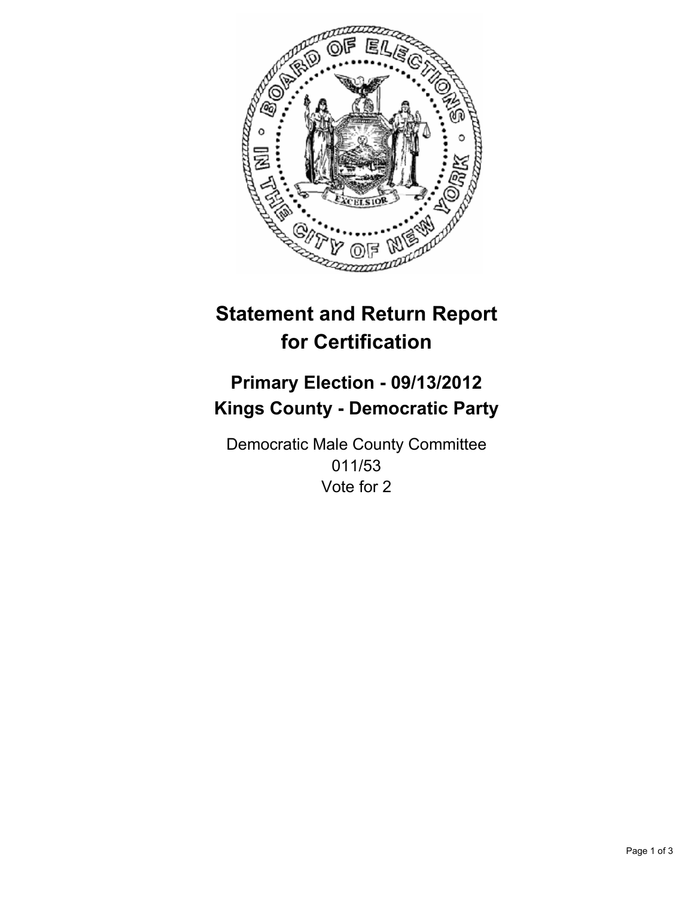# Statement and Return Report for Certification

## Primary Election - 09/13/2012
## Kings County - Democratic Party

Democratic Male County Committee
011/53
Vote for 2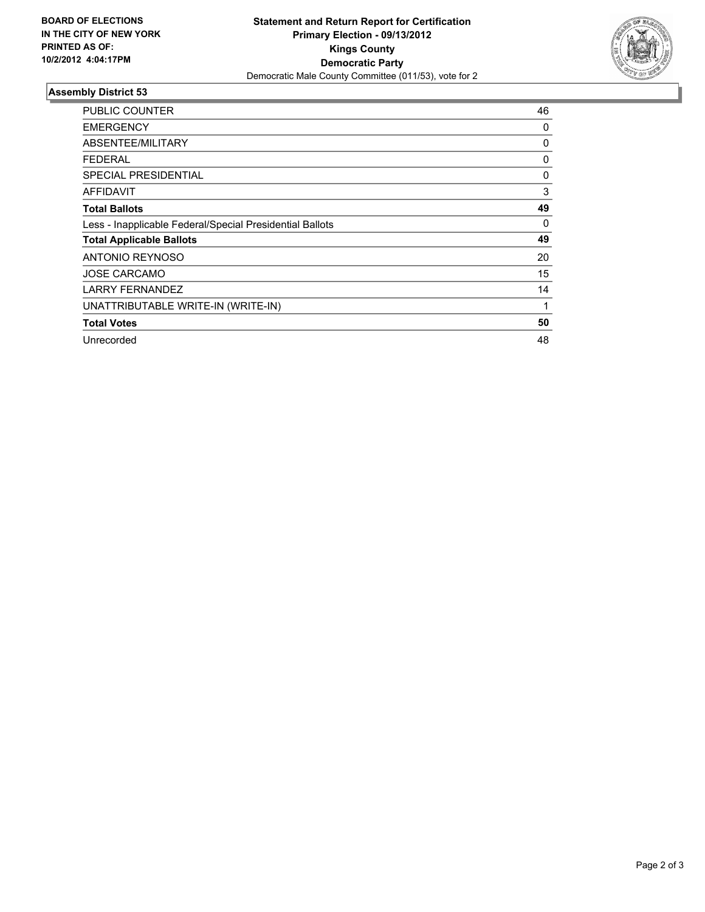**BOARD OF ELECTIONS IN THE CITY OF NEW YORK PRINTED AS OF: 10/2/2012 4:04:17PM**

# Statement and Return Report for Certification
## Primary Election - 09/13/2012
## Kings County
## Democratic Party
Democratic Male County Committee (011/53), vote for 2

### Assembly District 53

| | |
|---|---|
| PUBLIC COUNTER | 46 |
| EMERGENCY | 0 |
| ABSENTEE/MILITARY | 0 |
| FEDERAL | 0 |
| SPECIAL PRESIDENTIAL | 0 |
| AFFIDAVIT | 3 |
| **Total Ballots** | **49** |
| Less - Inapplicable Federal/Special Presidential Ballots | 0 |
| **Total Applicable Ballots** | **49** |
| ANTONIO REYNOSO | 20 |
| JOSE CARCAMO | 15 |
| LARRY FERNANDEZ | 14 |
| UNATTRIBUTABLE WRITE-IN (WRITE-IN) | 1 |
| **Total Votes** | **50** |
| Unrecorded | 48 |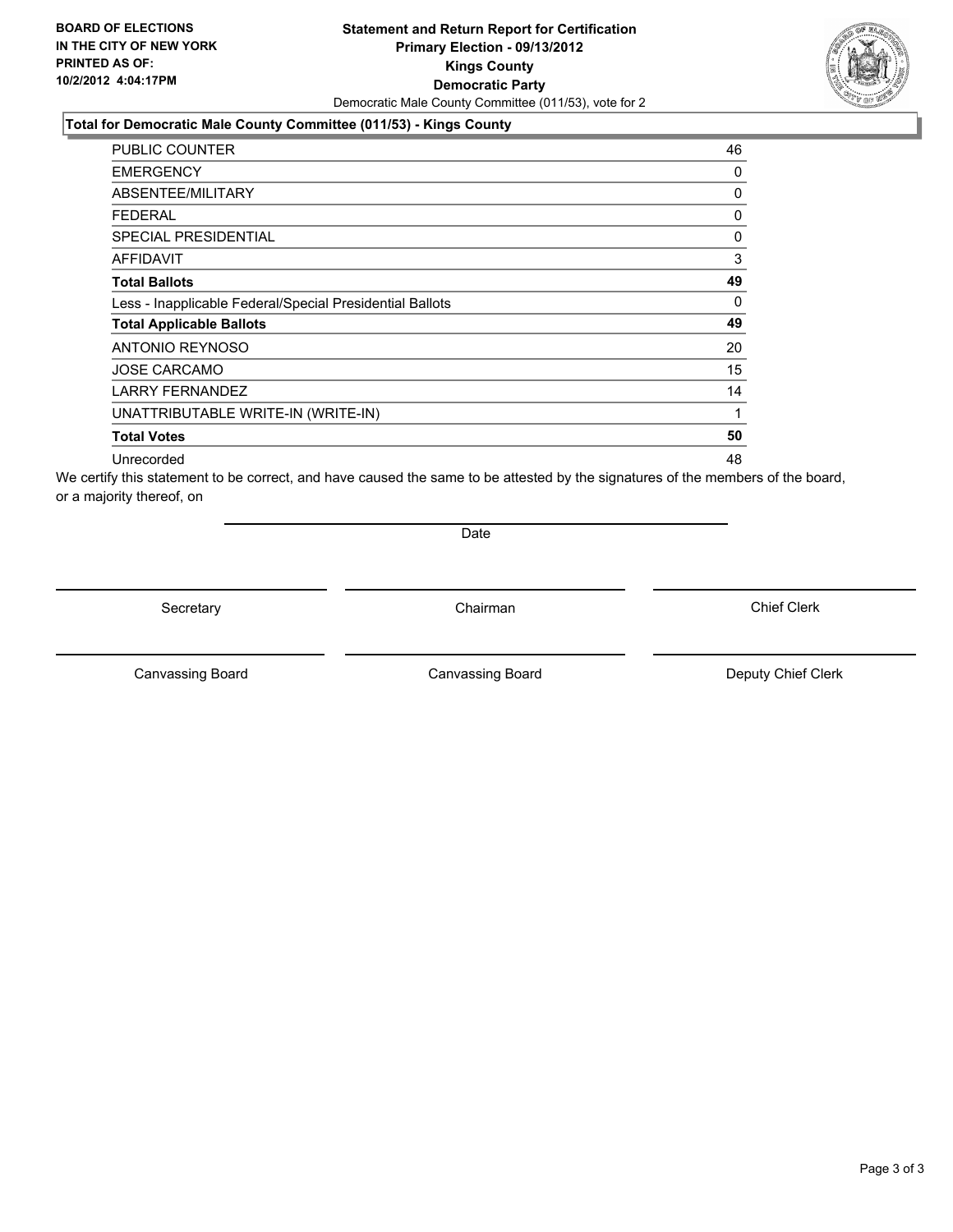**BOARD OF ELECTIONS IN THE CITY OF NEW YORK PRINTED AS OF: 10/2/2012 4:04:17PM**

# Statement and Return Report for Certification
## Primary Election - 09/13/2012
## Kings County
## Democratic Party

Democratic Male County Committee (011/53), vote for 2

### Total for Democratic Male County Committee (011/53) - Kings County

| | |
|---|---|
| PUBLIC COUNTER | 46 |
| EMERGENCY | 0 |
| ABSENTEE/MILITARY | 0 |
| FEDERAL | 0 |
| SPECIAL PRESIDENTIAL | 0 |
| AFFIDAVIT | 3 |
| **Total Ballots** | **49** |
| Less - Inapplicable Federal/Special Presidential Ballots | 0 |
| **Total Applicable Ballots** | **49** |
| ANTONIO REYNOSO | 20 |
| JOSE CARCAMO | 15 |
| LARRY FERNANDEZ | 14 |
| UNATTRIBUTABLE WRITE-IN (WRITE-IN) | 1 |
| **Total Votes** | **50** |
| Unrecorded | 48 |

We certify this statement to be correct, and have caused the same to be attested by the signatures of the members of the board, or a majority thereof, on

Date

Secretary

Chairman

Chief Clerk

Canvassing Board

Canvassing Board

Deputy Chief Clerk